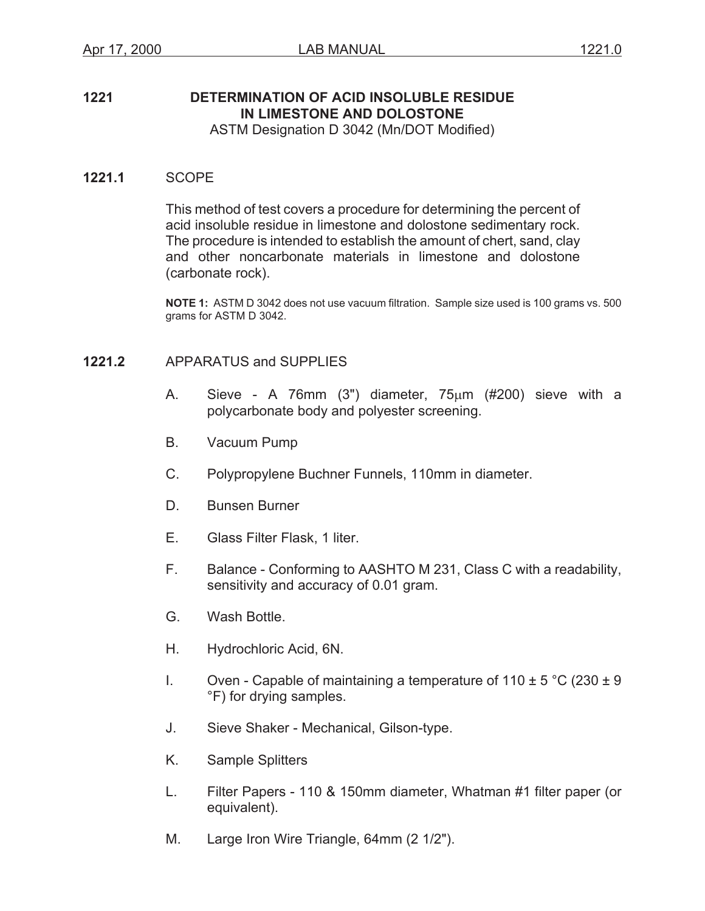# 1221 DETERMINATION OF ACID INSOLUBLE RESIDUE IN LIMESTONE AND DOLOSTONE

ASTM Designation D 3042 (Mn/DOT Modified)

## 1221.1 SCOPE

This method of test covers a procedure for determining the percent of acid insoluble residue in limestone and dolostone sedimentary rock. The procedure is intended to establish the amount of chert, sand, clay and other noncarbonate materials in limestone and dolostone (carbonate rock).

**NOTE 1:** ASTM D 3042 does not use vacuum filtration. Sample size used is 100 grams vs. 500 grams for ASTM D 3042.

## 1221.2 APPARATUS and SUPPLIES

A. Sieve - A 76mm (3") diameter, 75µm (#200) sieve with a polycarbonate body and polyester screening.

B. Vacuum Pump

C. Polypropylene Buchner Funnels, 110mm in diameter.

D. Bunsen Burner

E. Glass Filter Flask, 1 liter.

F. Balance - Conforming to AASHTO M 231, Class C with a readability, sensitivity and accuracy of 0.01 gram.

G. Wash Bottle.

H. Hydrochloric Acid, 6N.

I. Oven - Capable of maintaining a temperature of 110 ± 5 °C (230 ± 9 °F) for drying samples.

J. Sieve Shaker - Mechanical, Gilson-type.

K. Sample Splitters

L. Filter Papers - 110 & 150mm diameter, Whatman #1 filter paper (or equivalent).

M. Large Iron Wire Triangle, 64mm (2 1/2").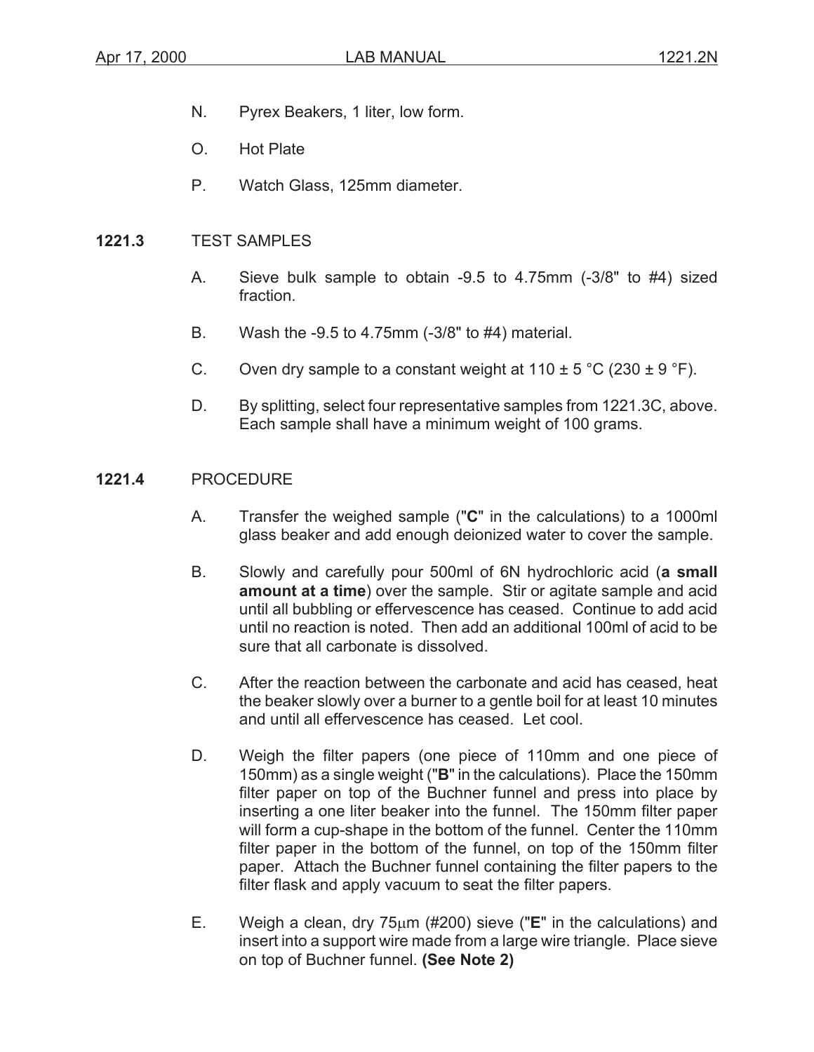N. Pyrex Beakers, 1 liter, low form.

O. Hot Plate

P. Watch Glass, 125mm diameter.

## 1221.3 TEST SAMPLES

A. Sieve bulk sample to obtain -9.5 to 4.75mm (-3/8" to #4) sized fraction.

B. Wash the -9.5 to 4.75mm (-3/8" to #4) material.

C. Oven dry sample to a constant weight at 110 ± 5 °C (230 ± 9 °F).

D. By splitting, select four representative samples from 1221.3C, above. Each sample shall have a minimum weight of 100 grams.

## 1221.4 PROCEDURE

A. Transfer the weighed sample ("**C**" in the calculations) to a 1000ml glass beaker and add enough deionized water to cover the sample.

B. Slowly and carefully pour 500ml of 6N hydrochloric acid (**a small amount at a time**) over the sample. Stir or agitate sample and acid until all bubbling or effervescence has ceased. Continue to add acid until no reaction is noted. Then add an additional 100ml of acid to be sure that all carbonate is dissolved.

C. After the reaction between the carbonate and acid has ceased, heat the beaker slowly over a burner to a gentle boil for at least 10 minutes and until all effervescence has ceased. Let cool.

D. Weigh the filter papers (one piece of 110mm and one piece of 150mm) as a single weight ("**B**" in the calculations). Place the 150mm filter paper on top of the Buchner funnel and press into place by inserting a one liter beaker into the funnel. The 150mm filter paper will form a cup-shape in the bottom of the funnel. Center the 110mm filter paper in the bottom of the funnel, on top of the 150mm filter paper. Attach the Buchner funnel containing the filter papers to the filter flask and apply vacuum to seat the filter papers.

E. Weigh a clean, dry 75μm (#200) sieve ("**E**" in the calculations) and insert into a support wire made from a large wire triangle. Place sieve on top of Buchner funnel. **(See Note 2)**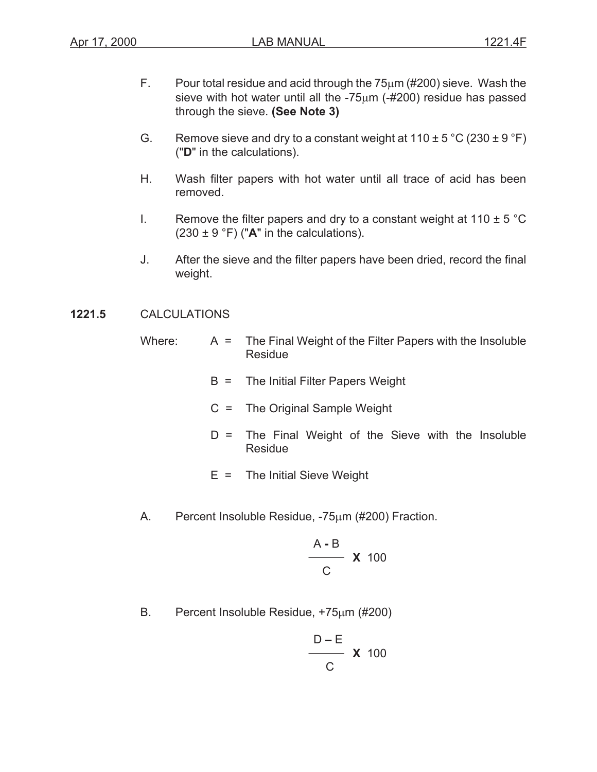F. Pour total residue and acid through the 75µm (#200) sieve. Wash the sieve with hot water until all the -75µm (-#200) residue has passed through the sieve. **(See Note 3)**

G. Remove sieve and dry to a constant weight at 110 ± 5 °C (230 ± 9 °F) ("**D**" in the calculations).

H. Wash filter papers with hot water until all trace of acid has been removed.

I. Remove the filter papers and dry to a constant weight at 110 ± 5 °C (230 ± 9 °F) ("**A**" in the calculations).

J. After the sieve and the filter papers have been dried, record the final weight.

## 1221.5 CALCULATIONS

Where:

- A = The Final Weight of the Filter Papers with the Insoluble Residue
- B = The Initial Filter Papers Weight
- C = The Original Sample Weight
- D = The Final Weight of the Sieve with the Insoluble Residue
- E = The Initial Sieve Weight

A. Percent Insoluble Residue, -75µm (#200) Fraction.

$$\frac{A - B}{C} \times 100$$

B. Percent Insoluble Residue, +75µm (#200)

$$\frac{D - E}{C} \times 100$$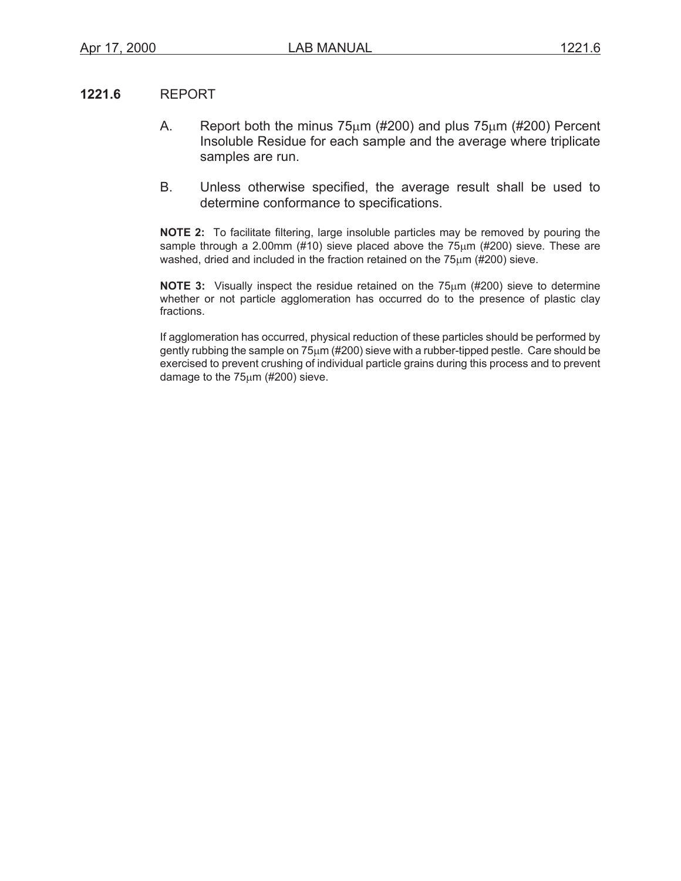## 1221.6 REPORT

A. Report both the minus 75μm (#200) and plus 75μm (#200) Percent Insoluble Residue for each sample and the average where triplicate samples are run.

B. Unless otherwise specified, the average result shall be used to determine conformance to specifications.

**NOTE 2:** To facilitate filtering, large insoluble particles may be removed by pouring the sample through a 2.00mm (#10) sieve placed above the 75μm (#200) sieve. These are washed, dried and included in the fraction retained on the 75μm (#200) sieve.

**NOTE 3:** Visually inspect the residue retained on the 75μm (#200) sieve to determine whether or not particle agglomeration has occurred do to the presence of plastic clay fractions.

If agglomeration has occurred, physical reduction of these particles should be performed by gently rubbing the sample on 75μm (#200) sieve with a rubber-tipped pestle. Care should be exercised to prevent crushing of individual particle grains during this process and to prevent damage to the 75μm (#200) sieve.